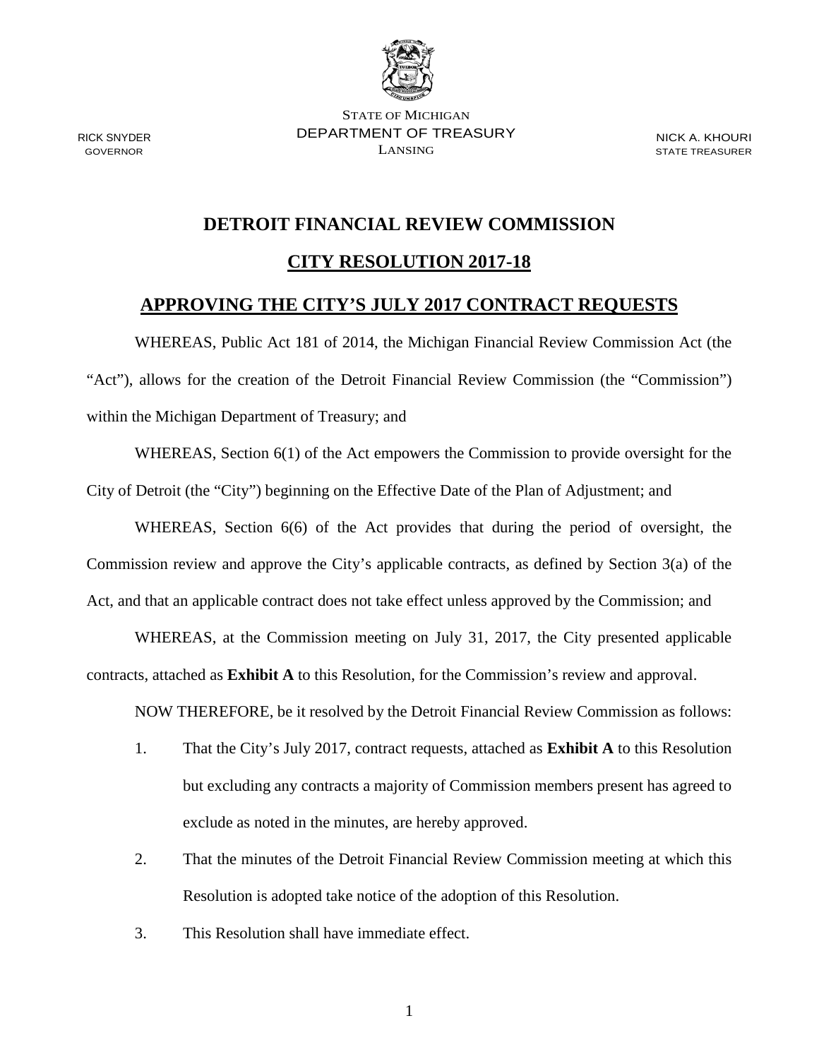RICK SNYDER
GOVERNOR

STATE OF MICHIGAN
DEPARTMENT OF TREASURY
LANSING

NICK A. KHOURI
STATE TREASURER

# DETROIT FINANCIAL REVIEW COMMISSION

## CITY RESOLUTION 2017-18

## APPROVING THE CITY'S JULY 2017 CONTRACT REQUESTS

WHEREAS, Public Act 181 of 2014, the Michigan Financial Review Commission Act (the "Act"), allows for the creation of the Detroit Financial Review Commission (the "Commission") within the Michigan Department of Treasury; and

WHEREAS, Section 6(1) of the Act empowers the Commission to provide oversight for the City of Detroit (the "City") beginning on the Effective Date of the Plan of Adjustment; and

WHEREAS, Section 6(6) of the Act provides that during the period of oversight, the Commission review and approve the City's applicable contracts, as defined by Section 3(a) of the Act, and that an applicable contract does not take effect unless approved by the Commission; and

WHEREAS, at the Commission meeting on July 31, 2017, the City presented applicable contracts, attached as **Exhibit A** to this Resolution, for the Commission's review and approval.

NOW THEREFORE, be it resolved by the Detroit Financial Review Commission as follows:

1. That the City's July 2017, contract requests, attached as **Exhibit A** to this Resolution but excluding any contracts a majority of Commission members present has agreed to exclude as noted in the minutes, are hereby approved.
2. That the minutes of the Detroit Financial Review Commission meeting at which this Resolution is adopted take notice of the adoption of this Resolution.
3. This Resolution shall have immediate effect.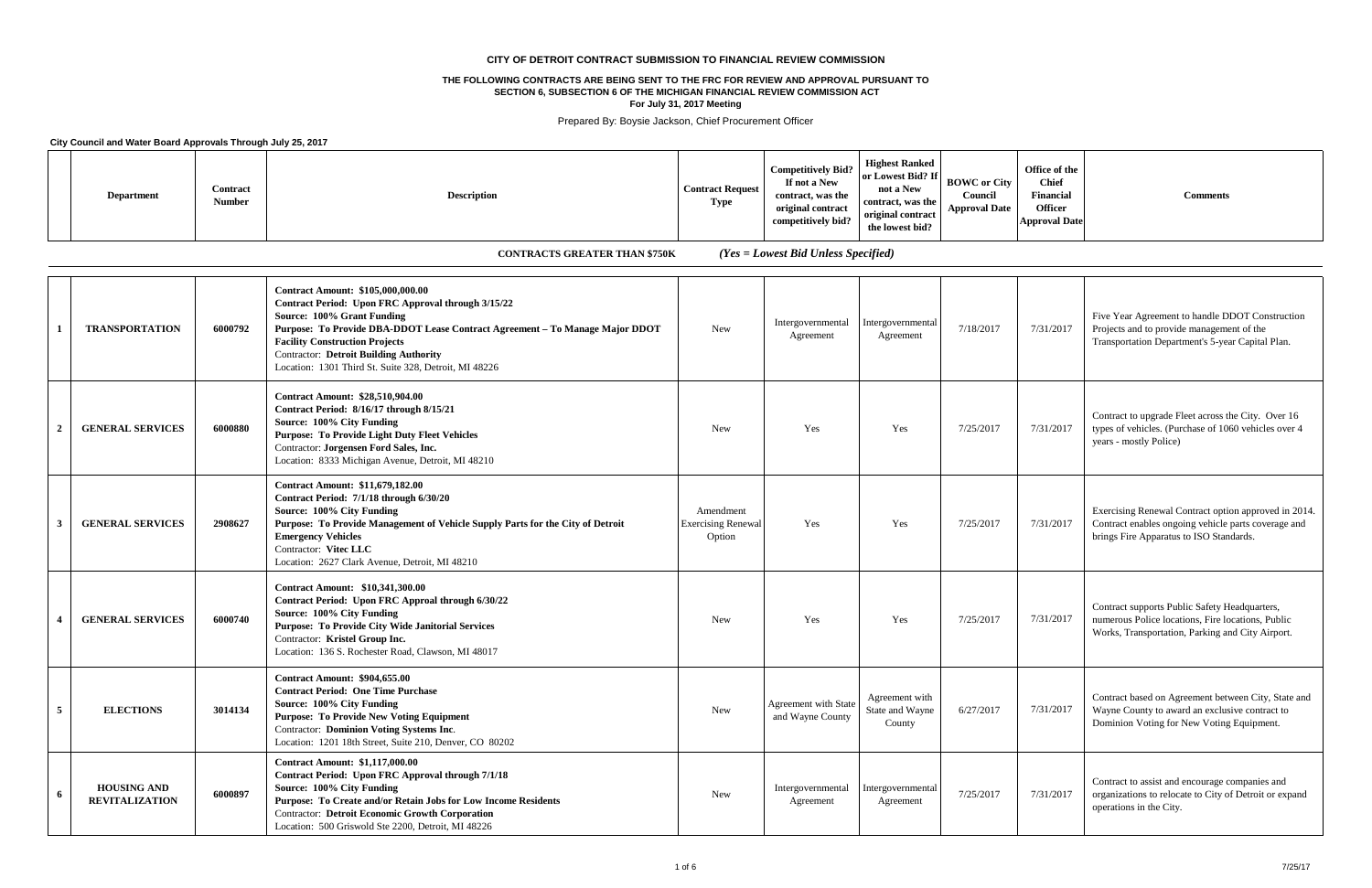# CITY OF DETROIT CONTRACT SUBMISSION TO FINANCIAL REVIEW COMMISSION

**THE FOLLOWING CONTRACTS ARE BEING SENT TO THE FRC FOR REVIEW AND APPROVAL PURSUANT TO SECTION 6, SUBSECTION 6 OF THE MICHIGAN FINANCIAL REVIEW COMMISSION ACT**
**For July 31, 2017 Meeting**

Prepared By: Boysie Jackson, Chief Procurement Officer

**City Council and Water Board Approvals Through July 25, 2017**

**CONTRACTS GREATER THAN $750K** *(Yes = Lowest Bid Unless Specified)*

| | Department | Contract Number | Description | Contract Request Type | Competitively Bid? If not a New contract, was the original contract competitively bid? | Highest Ranked or Lowest Bid? If not a New contract, was the original contract the lowest bid? | BOWC or City Council Approval Date | Office of the Chief Financial Officer Approval Date | Comments |
|---|---|---|---|---|---|---|---|---|---|
| 1 | TRANSPORTATION | 6000792 | **Contract Amount: $105,000,000.00**<br>**Contract Period: Upon FRC Approval through 3/15/22**<br>**Source: 100% Grant Funding**<br>**Purpose: To Provide DBA-DDOT Lease Contract Agreement – To Manage Major DDOT Facility Construction Projects**<br>Contractor: **Detroit Building Authority**<br>Location: 1301 Third St. Suite 328, Detroit, MI 48226 | New | Intergovernmental Agreement | Intergovernmental Agreement | 7/18/2017 | 7/31/2017 | Five Year Agreement to handle DDOT Construction Projects and to provide management of the Transportation Department's 5-year Capital Plan. |
| 2 | GENERAL SERVICES | 6000880 | **Contract Amount: $28,510,904.00**<br>**Contract Period: 8/16/17 through 8/15/21**<br>**Source: 100% City Funding**<br>**Purpose: To Provide Light Duty Fleet Vehicles**<br>Contractor: **Jorgensen Ford Sales, Inc.**<br>Location: 8333 Michigan Avenue, Detroit, MI 48210 | New | Yes | Yes | 7/25/2017 | 7/31/2017 | Contract to upgrade Fleet across the City. Over 16 types of vehicles. (Purchase of 1060 vehicles over 4 years - mostly Police) |
| 3 | GENERAL SERVICES | 2908627 | **Contract Amount: $11,679,182.00**<br>**Contract Period: 7/1/18 through 6/30/20**<br>**Source: 100% City Funding**<br>**Purpose: To Provide Management of Vehicle Supply Parts for the City of Detroit Emergency Vehicles**<br>Contractor: **Vitec LLC**<br>Location: 2627 Clark Avenue, Detroit, MI 48210 | Amendment Exercising Renewal Option | Yes | Yes | 7/25/2017 | 7/31/2017 | Exercising Renewal Contract option approved in 2014. Contract enables ongoing vehicle parts coverage and brings Fire Apparatus to ISO Standards. |
| 4 | GENERAL SERVICES | 6000740 | **Contract Amount: $10,341,300.00**<br>**Contract Period: Upon FRC Approal through 6/30/22**<br>**Source: 100% City Funding**<br>**Purpose: To Provide City Wide Janitorial Services**<br>Contractor: **Kristel Group Inc.**<br>Location: 136 S. Rochester Road, Clawson, MI 48017 | New | Yes | Yes | 7/25/2017 | 7/31/2017 | Contract supports Public Safety Headquarters, numerous Police locations, Fire locations, Public Works, Transportation, Parking and City Airport. |
| 5 | ELECTIONS | 3014134 | **Contract Amount: $904,655.00**<br>**Contract Period: One Time Purchase**<br>**Source: 100% City Funding**<br>**Purpose: To Provide New Voting Equipment**<br>Contractor: **Dominion Voting Systems Inc**.<br>Location: 1201 18th Street, Suite 210, Denver, CO 80202 | New | Agreement with State and Wayne County | Agreement with State and Wayne County | 6/27/2017 | 7/31/2017 | Contract based on Agreement between City, State and Wayne County to award an exclusive contract to Dominion Voting for New Voting Equipment. |
| 6 | HOUSING AND REVITALIZATION | 6000897 | **Contract Amount: $1,117,000.00**<br>**Contract Period: Upon FRC Approval through 7/1/18**<br>**Source: 100% City Funding**<br>**Purpose: To Create and/or Retain Jobs for Low Income Residents**<br>Contractor: **Detroit Economic Growth Corporation**<br>Location: 500 Griswold Ste 2200, Detroit, MI 48226 | New | Intergovernmental Agreement | Intergovernmental Agreement | 7/25/2017 | 7/31/2017 | Contract to assist and encourage companies and organizations to relocate to City of Detroit or expand operations in the City. |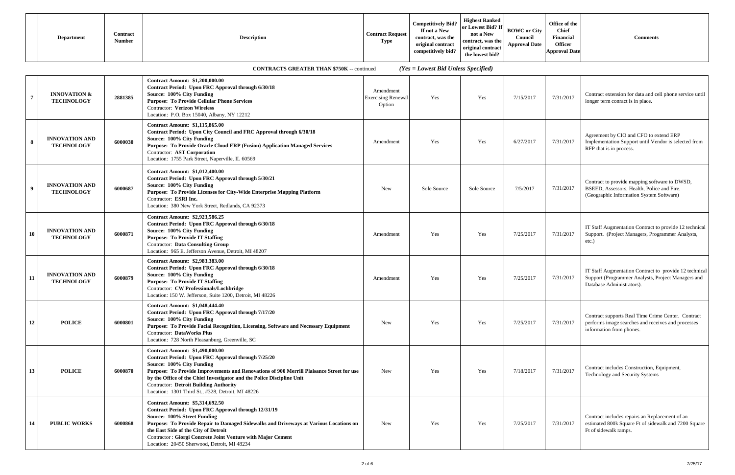| | Department | Contract Number | Description | Contract Request Type | Competitively Bid? If not a New contract, was the original contract competitively bid? | Highest Ranked or Lowest Bid? If not a New contract, was the original contract the lowest bid? | BOWC or City Council Approval Date | Office of the Chief Financial Officer Approval Date | Comments |
|---|---|---|---|---|---|---|---|---|---|
| | | | **CONTRACTS GREATER THAN $750K** -- continued | | ***(Yes = Lowest Bid Unless Specified)*** | | | | |
| 7 | **INNOVATION & TECHNOLOGY** | 2881385 | **Contract Amount: $1,200,000.00**<br>**Contract Period: Upon FRC Approval through 6/30/18**<br>**Source: 100% City Funding**<br>**Purpose: To Provide Cellular Phone Services**<br>Contractor: **Verizon Wireless**<br>Location: P.O. Box 15040, Albany, NY 12212 | Amendment Exercising Renewal Option | Yes | Yes | 7/15/2017 | 7/31/2017 | Contract extension for data and cell phone service until longer term conract is in place. |
| 8 | **INNOVATION AND TECHNOLOGY** | 6000030 | **Contract Amount: $1,115,865.00**<br>**Contract Period: Upon City Council and FRC Approval through 6/30/18**<br>**Source: 100% City Funding**<br>**Purpose: To Provide Oracle Cloud ERP (Fusion) Application Managed Services**<br>Contractor: **AST Corporation**<br>Location: 1755 Park Street, Naperville, IL 60569 | Amendment | Yes | Yes | 6/27/2017 | 7/31/2017 | Agreement by CIO and CFO to extend ERP Implementation Support until Vendor is selected from RFP that is in process. |
| 9 | **INNOVATION AND TECHNOLOGY** | 6000687 | **Contract Amount: $1,012,400.00**<br>**Contract Period: Upon FRC Approval through 5/30/21**<br>**Source: 100% City Funding**<br>**Purpose: To Provide Licenses for City-Wide Enterprise Mapping Platform**<br>Contractor: **ESRI Inc.**<br>Location: 380 New York Street, Redlands, CA 92373 | New | Sole Source | Sole Source | 7/5/2017 | 7/31/2017 | Contract to provide mapping software to DWSD, BSEED, Assessors, Health, Police and Fire. (Geographic Information System Software) |
| 10 | **INNOVATION AND TECHNOLOGY** | 6000871 | **Contract Amount: $2,923,586.25**<br>**Contract Period: Upon FRC Approval through 6/30/18**<br>**Source: 100% City Funding**<br>**Purpose: To Provide IT Staffing**<br>Contractor: **Data Consulting Group**<br>Location: 965 E. Jefferson Avenue, Detroit, MI 48207 | Amendment | Yes | Yes | 7/25/2017 | 7/31/2017 | IT Staff Augmentation Contract to provide 12 technical Support. (Project Managers, Programmer Analysts, etc.) |
| 11 | **INNOVATION AND TECHNOLOGY** | 6000879 | **Contract Amount: $2,983,383.00**<br>**Contract Period: Upon FRC Approval through 6/30/18**<br>**Source: 100% City Funding**<br>**Purpose: To Provide IT Staffing**<br>Contractor: **CW Professionals/Lochbridge**<br>Location: 150 W. Jefferson, Suite 1200, Detroit, MI 48226 | Amendment | Yes | Yes | 7/25/2017 | 7/31/2017 | IT Staff Augmentation Contract to provide 12 technical Support (Programmer Analysts, Project Managers and Database Administrators). |
| 12 | **POLICE** | 6000801 | **Contract Amount: $1,048,444.40**<br>**Contract Period: Upon FRC Approval through 7/17/20**<br>**Source: 100% City Funding**<br>**Purpose: To Provide Facial Recognition, Licensing, Software and Necessary Equipment**<br>Contractor: **DataWorks Plus**<br>Location: 728 North Pleasanburg, Greenville, SC | New | Yes | Yes | 7/25/2017 | 7/31/2017 | Contract supports Real Time Crime Center. Contract performs image searches and receives and processes information from phones. |
| 13 | **POLICE** | 6000870 | **Contract Amount: $1,490,000.00**<br>**Contract Period: Upon FRC Approval through 7/25/20**<br>**Source: 100% City Funding**<br>**Purpose: To Provide Improvements and Renovations of 900 Merrill Plaisance Street for use by the Office of the Chief Investigator and the Police Discipline Unit**<br>Contractor: **Detroit Building Authority**<br>Location: 1301 Third St., #328, Detroit, MI 48226 | New | Yes | Yes | 7/18/2017 | 7/31/2017 | Contract includes Construction, Equipment, Technology and Security Systems |
| 14 | **PUBLIC WORKS** | 6000868 | **Contract Amount: $5,314,692.50**<br>**Contract Period: Upon FRC Approval through 12/31/19**<br>**Source: 100% Street Funding**<br>**Purpose: To Provide Repair to Damaged Sidewalks and Driveways at Various Locations on the East Side of the City of Detroit**<br>Contractor : **Giorgi Concrete Joint Venture with Major Cement**<br>Location: 20450 Sherwood, Detroit, MI 48234 | New | Yes | Yes | 7/25/2017 | 7/31/2017 | Contract includes repairs an Replacement of an estimated 800k Square Ft of sidewalk and 7200 Square Ft of sidewalk ramps. |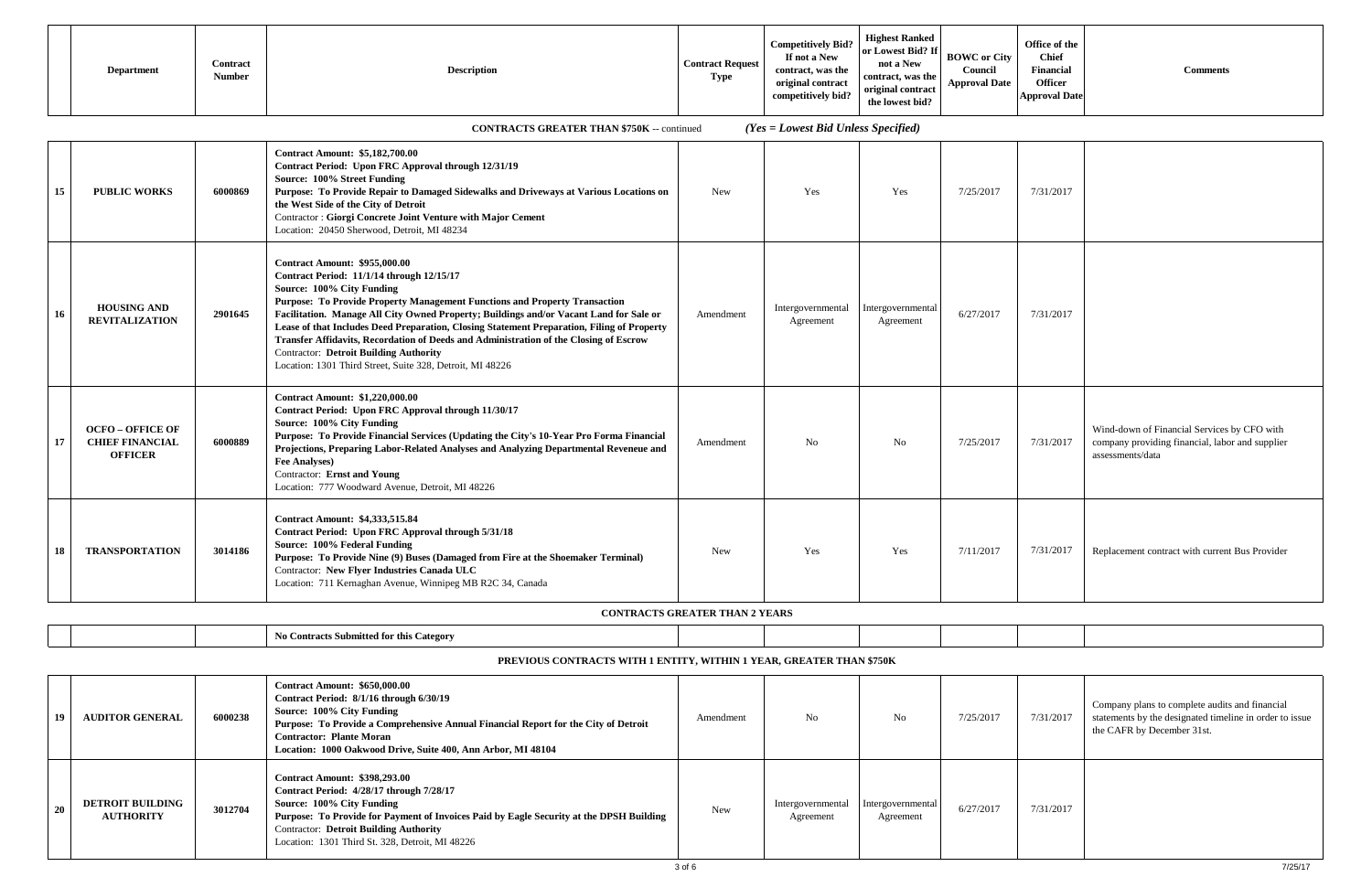| | Department | Contract Number | Description | Contract Request Type | Competitively Bid? If not a New contract, was the original contract competitively bid? | Highest Ranked or Lowest Bid? If not a New contract, was the original contract the lowest bid? | BOWC or City Council Approval Date | Office of the Chief Financial Officer Approval Date | Comments |
|---|---|---|---|---|---|---|---|---|---|
| | | | **CONTRACTS GREATER THAN $750K** -- continued | | *(Yes = Lowest Bid Unless Specified)* | | | | |
| 15 | **PUBLIC WORKS** | 6000869 | **Contract Amount: $5,182,700.00**<br>**Contract Period: Upon FRC Approval through 12/31/19**<br>**Source: 100% Street Funding**<br>**Purpose: To Provide Repair to Damaged Sidewalks and Driveways at Various Locations on the West Side of the City of Detroit**<br>Contractor : **Giorgi Concrete Joint Venture with Major Cement**<br>Location: 20450 Sherwood, Detroit, MI 48234 | New | Yes | Yes | 7/25/2017 | 7/31/2017 | |
| 16 | **HOUSING AND REVITALIZATION** | 2901645 | **Contract Amount: $955,000.00**<br>**Contract Period: 11/1/14 through 12/15/17**<br>**Source: 100% City Funding**<br>**Purpose: To Provide Property Management Functions and Property Transaction Facilitation. Manage All City Owned Property; Buildings and/or Vacant Land for Sale or Lease of that Includes Deed Preparation, Closing Statement Preparation, Filing of Property Transfer Affidavits, Recordation of Deeds and Administration of the Closing of Escrow**<br>Contractor: **Detroit Building Authority**<br>Location: 1301 Third Street, Suite 328, Detroit, MI 48226 | Amendment | Intergovernmental Agreement | Intergovernmental Agreement | 6/27/2017 | 7/31/2017 | |
| 17 | **OCFO – OFFICE OF CHIEF FINANCIAL OFFICER** | 6000889 | **Contract Amount: $1,220,000.00**<br>**Contract Period: Upon FRC Approval through 11/30/17**<br>**Source: 100% City Funding**<br>**Purpose: To Provide Financial Services (Updating the City's 10-Year Pro Forma Financial Projections, Preparing Labor-Related Analyses and Analyzing Departmental Reveneue and Fee Analyses)**<br>Contractor: **Ernst and Young**<br>Location: 777 Woodward Avenue, Detroit, MI 48226 | Amendment | No | No | 7/25/2017 | 7/31/2017 | Wind-down of Financial Services by CFO with company providing financial, labor and supplier assessments/data |
| 18 | **TRANSPORTATION** | 3014186 | **Contract Amount: $4,333,515.84**<br>**Contract Period: Upon FRC Approval through 5/31/18**<br>**Source: 100% Federal Funding**<br>**Purpose: To Provide Nine (9) Buses (Damaged from Fire at the Shoemaker Terminal)**<br>Contractor: **New Flyer Industries Canada ULC**<br>Location: 711 Kernaghan Avenue, Winnipeg MB R2C 34, Canada | New | Yes | Yes | 7/11/2017 | 7/31/2017 | Replacement contract with current Bus Provider |
| | | | **CONTRACTS GREATER THAN 2 YEARS** | | | | | | |
| | | | **No Contracts Submitted for this Category** | | | | | | |
| | | | **PREVIOUS CONTRACTS WITH 1 ENTITY, WITHIN 1 YEAR, GREATER THAN $750K** | | | | | | |
| 19 | **AUDITOR GENERAL** | 6000238 | **Contract Amount: $650,000.00**<br>**Contract Period: 8/1/16 through 6/30/19**<br>**Source: 100% City Funding**<br>**Purpose: To Provide a Comprehensive Annual Financial Report for the City of Detroit**<br>**Contractor: Plante Moran**<br>**Location: 1000 Oakwood Drive, Suite 400, Ann Arbor, MI 48104** | Amendment | No | No | 7/25/2017 | 7/31/2017 | Company plans to complete audits and financial statements by the designated timeline in order to issue the CAFR by December 31st. |
| 20 | **DETROIT BUILDING AUTHORITY** | 3012704 | **Contract Amount: $398,293.00**<br>**Contract Period: 4/28/17 through 7/28/17**<br>**Source: 100% City Funding**<br>**Purpose: To Provide for Payment of Invoices Paid by Eagle Security at the DPSH Building**<br>Contractor: **Detroit Building Authority**<br>Location: 1301 Third St. 328, Detroit, MI 48226 | New | Intergovernmental Agreement | Intergovernmental Agreement | 6/27/2017 | 7/31/2017 | |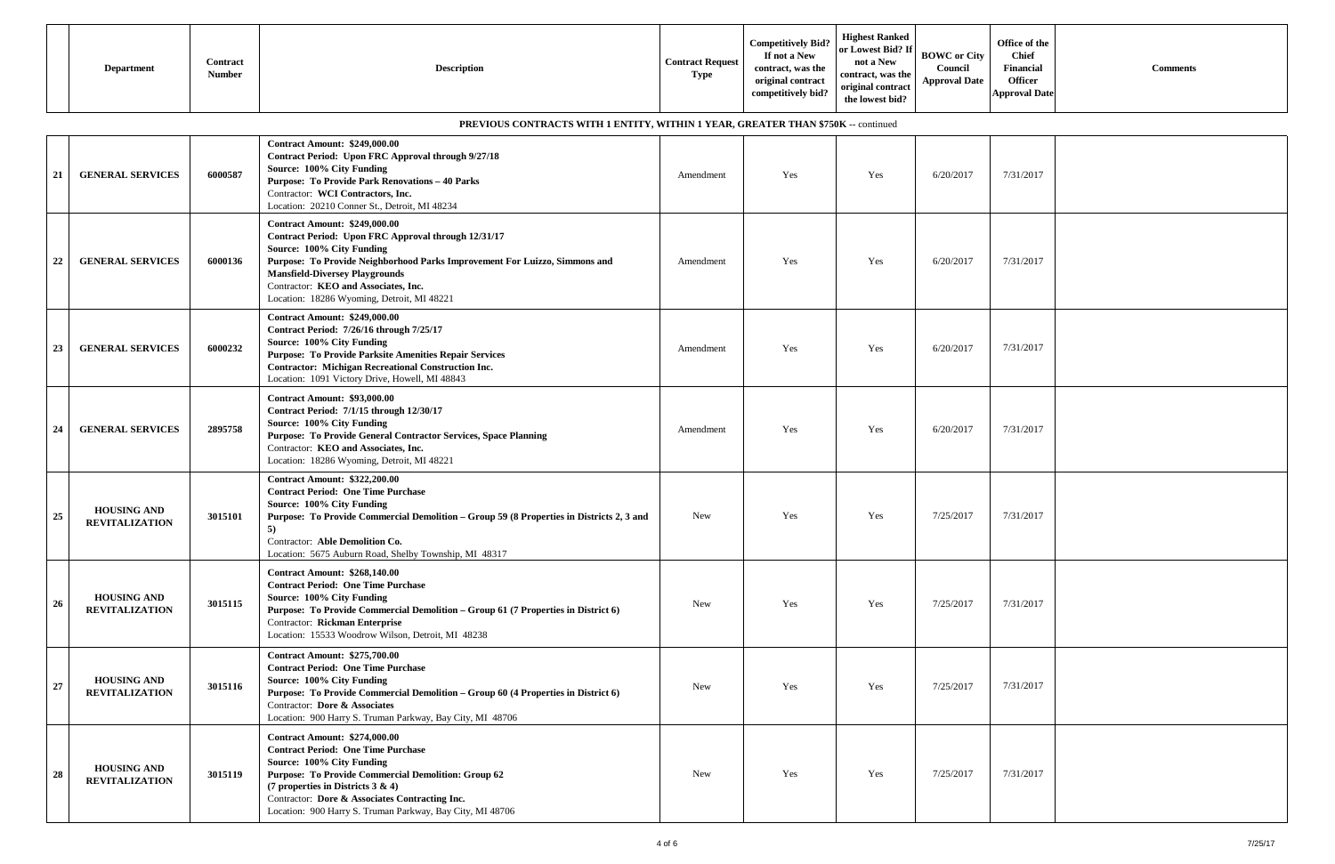| | Department | Contract Number | Description | Contract Request Type | Competitively Bid? If not a New contract, was the original contract competitively bid? | Highest Ranked or Lowest Bid? If not a New contract, was the original contract the lowest bid? | BOWC or City Council Approval Date | Office of the Chief Financial Officer Approval Date | Comments |
|---|---|---|---|---|---|---|---|---|---|

**PREVIOUS CONTRACTS WITH 1 ENTITY, WITHIN 1 YEAR, GREATER THAN $750K** -- continued

| | Department | Contract Number | Description | Contract Request Type | Competitively Bid? If not a New contract, was the original contract competitively bid? | Highest Ranked or Lowest Bid? If not a New contract, was the original contract the lowest bid? | BOWC or City Council Approval Date | Office of the Chief Financial Officer Approval Date | Comments |
|---|---|---|---|---|---|---|---|---|---|
| 21 | GENERAL SERVICES | 6000587 | **Contract Amount: $249,000.00**<br>**Contract Period: Upon FRC Approval through 9/27/18**<br>**Source: 100% City Funding**<br>**Purpose: To Provide Park Renovations – 40 Parks**<br>Contractor: **WCI Contractors, Inc.**<br>Location: 20210 Conner St., Detroit, MI 48234 | Amendment | Yes | Yes | 6/20/2017 | 7/31/2017 | |
| 22 | GENERAL SERVICES | 6000136 | **Contract Amount: $249,000.00**<br>**Contract Period: Upon FRC Approval through 12/31/17**<br>**Source: 100% City Funding**<br>**Purpose: To Provide Neighborhood Parks Improvement For Luizzo, Simmons and Mansfield-Diversey Playgrounds**<br>Contractor: **KEO and Associates, Inc.**<br>Location: 18286 Wyoming, Detroit, MI 48221 | Amendment | Yes | Yes | 6/20/2017 | 7/31/2017 | |
| 23 | GENERAL SERVICES | 6000232 | **Contract Amount: $249,000.00**<br>**Contract Period: 7/26/16 through 7/25/17**<br>**Source: 100% City Funding**<br>**Purpose: To Provide Parksite Amenities Repair Services**<br>**Contractor: Michigan Recreational Construction Inc.**<br>Location: 1091 Victory Drive, Howell, MI 48843 | Amendment | Yes | Yes | 6/20/2017 | 7/31/2017 | |
| 24 | GENERAL SERVICES | 2895758 | **Contract Amount: $93,000.00**<br>**Contract Period: 7/1/15 through 12/30/17**<br>**Source: 100% City Funding**<br>**Purpose: To Provide General Contractor Services, Space Planning**<br>Contractor: **KEO and Associates, Inc.**<br>Location: 18286 Wyoming, Detroit, MI 48221 | Amendment | Yes | Yes | 6/20/2017 | 7/31/2017 | |
| 25 | HOUSING AND REVITALIZATION | 3015101 | **Contract Amount: $322,200.00**<br>**Contract Period: One Time Purchase**<br>**Source: 100% City Funding**<br>**Purpose: To Provide Commercial Demolition – Group 59 (8 Properties in Districts 2, 3 and 5)**<br>Contractor: **Able Demolition Co.**<br>Location: 5675 Auburn Road, Shelby Township, MI 48317 | New | Yes | Yes | 7/25/2017 | 7/31/2017 | |
| 26 | HOUSING AND REVITALIZATION | 3015115 | **Contract Amount: $268,140.00**<br>**Contract Period: One Time Purchase**<br>**Source: 100% City Funding**<br>**Purpose: To Provide Commercial Demolition – Group 61 (7 Properties in District 6)**<br>Contractor: **Rickman Enterprise**<br>Location: 15533 Woodrow Wilson, Detroit, MI 48238 | New | Yes | Yes | 7/25/2017 | 7/31/2017 | |
| 27 | HOUSING AND REVITALIZATION | 3015116 | **Contract Amount: $275,700.00**<br>**Contract Period: One Time Purchase**<br>**Source: 100% City Funding**<br>**Purpose: To Provide Commercial Demolition – Group 60 (4 Properties in District 6)**<br>Contractor: **Dore & Associates**<br>Location: 900 Harry S. Truman Parkway, Bay City, MI 48706 | New | Yes | Yes | 7/25/2017 | 7/31/2017 | |
| 28 | HOUSING AND REVITALIZATION | 3015119 | **Contract Amount: $274,000.00**<br>**Contract Period: One Time Purchase**<br>**Source: 100% City Funding**<br>**Purpose: To Provide Commercial Demolition: Group 62 (7 properties in Districts 3 & 4)**<br>Contractor: **Dore & Associates Contracting Inc.**<br>Location: 900 Harry S. Truman Parkway, Bay City, MI 48706 | New | Yes | Yes | 7/25/2017 | 7/31/2017 | |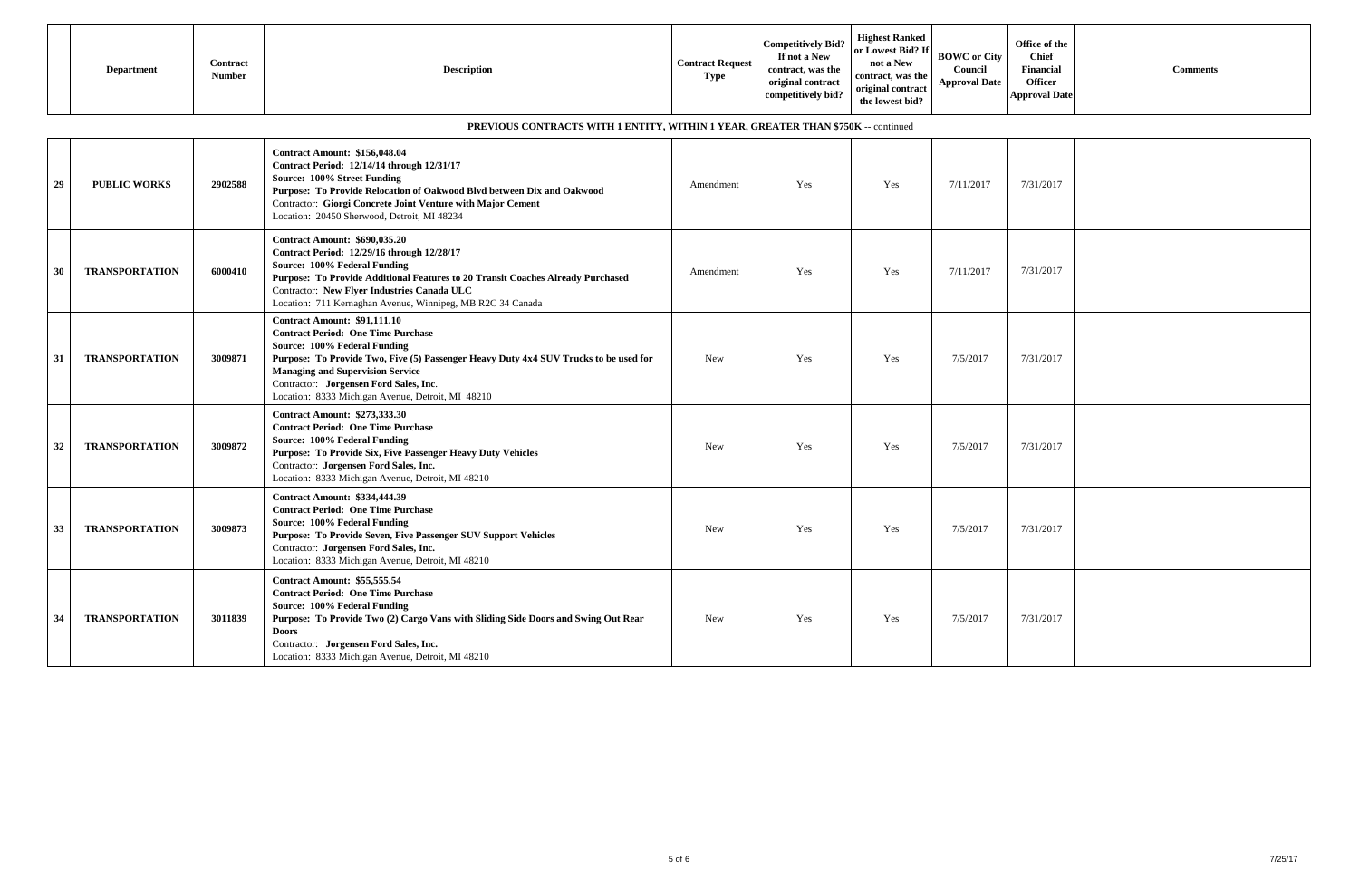| | Department | Contract Number | Description | Contract Request Type | Competitively Bid? If not a New contract, was the original contract competitively bid? | Highest Ranked or Lowest Bid? If not a New contract, was the original contract the lowest bid? | BOWC or City Council Approval Date | Office of the Chief Financial Officer Approval Date | Comments |
|---|---|---|---|---|---|---|---|---|---|

**PREVIOUS CONTRACTS WITH 1 ENTITY, WITHIN 1 YEAR, GREATER THAN $750K** -- continued

| | Department | Contract Number | Description | Contract Request Type | Competitively Bid? If not a New contract, was the original contract competitively bid? | Highest Ranked or Lowest Bid? If not a New contract, was the original contract the lowest bid? | BOWC or City Council Approval Date | Office of the Chief Financial Officer Approval Date | Comments |
|---|---|---|---|---|---|---|---|---|---|
| 29 | PUBLIC WORKS | 2902588 | **Contract Amount: $156,048.04** **Contract Period: 12/14/14 through 12/31/17** **Source: 100% Street Funding** **Purpose: To Provide Relocation of Oakwood Blvd between Dix and Oakwood** Contractor: **Giorgi Concrete Joint Venture with Major Cement** Location: 20450 Sherwood, Detroit, MI 48234 | Amendment | Yes | Yes | 7/11/2017 | 7/31/2017 | |
| 30 | TRANSPORTATION | 6000410 | **Contract Amount: $690,035.20** **Contract Period: 12/29/16 through 12/28/17** **Source: 100% Federal Funding** **Purpose: To Provide Additional Features to 20 Transit Coaches Already Purchased** Contractor: **New Flyer Industries Canada ULC** Location: 711 Kernaghan Avenue, Winnipeg, MB R2C 34 Canada | Amendment | Yes | Yes | 7/11/2017 | 7/31/2017 | |
| 31 | TRANSPORTATION | 3009871 | **Contract Amount: $91,111.10** **Contract Period: One Time Purchase** **Source: 100% Federal Funding** **Purpose: To Provide Two, Five (5) Passenger Heavy Duty 4x4 SUV Trucks to be used for Managing and Supervision Service** Contractor: **Jorgensen Ford Sales, Inc**. Location: 8333 Michigan Avenue, Detroit, MI 48210 | New | Yes | Yes | 7/5/2017 | 7/31/2017 | |
| 32 | TRANSPORTATION | 3009872 | **Contract Amount: $273,333.30** **Contract Period: One Time Purchase** **Source: 100% Federal Funding** **Purpose: To Provide Six, Five Passenger Heavy Duty Vehicles** Contractor: **Jorgensen Ford Sales, Inc.** Location: 8333 Michigan Avenue, Detroit, MI 48210 | New | Yes | Yes | 7/5/2017 | 7/31/2017 | |
| 33 | TRANSPORTATION | 3009873 | **Contract Amount: $334,444.39** **Contract Period: One Time Purchase** **Source: 100% Federal Funding** **Purpose: To Provide Seven, Five Passenger SUV Support Vehicles** Contractor: **Jorgensen Ford Sales, Inc.** Location: 8333 Michigan Avenue, Detroit, MI 48210 | New | Yes | Yes | 7/5/2017 | 7/31/2017 | |
| 34 | TRANSPORTATION | 3011839 | **Contract Amount: $55,555.54** **Contract Period: One Time Purchase** **Source: 100% Federal Funding** **Purpose: To Provide Two (2) Cargo Vans with Sliding Side Doors and Swing Out Rear Doors** Contractor: **Jorgensen Ford Sales, Inc.** Location: 8333 Michigan Avenue, Detroit, MI 48210 | New | Yes | Yes | 7/5/2017 | 7/31/2017 | |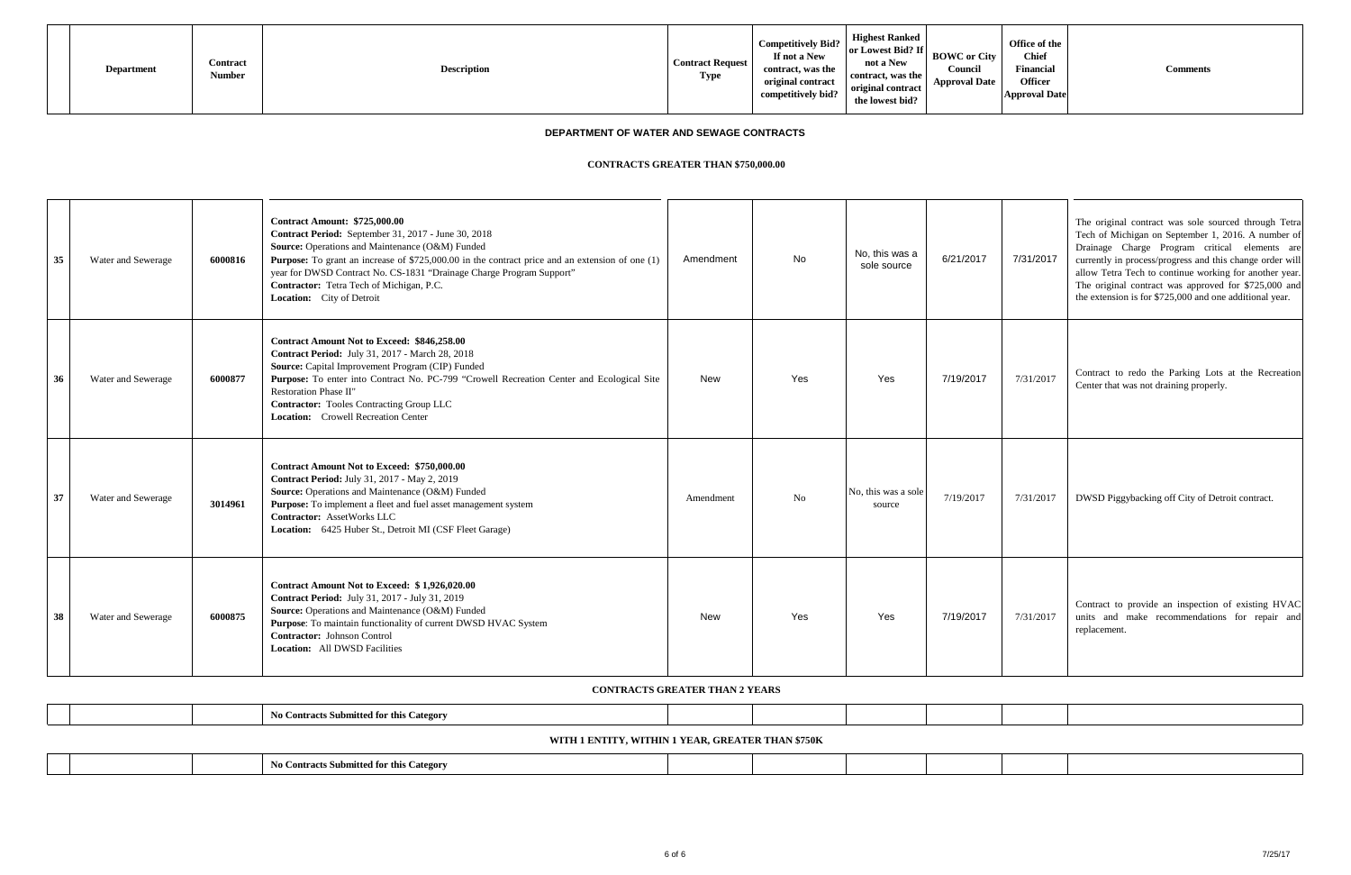| | Department | Contract Number | Description | Contract Request Type | Competitively Bid? If not a New contract, was the original contract competitively bid? | Highest Ranked or Lowest Bid? If not a New contract, was the original contract the lowest bid? | BOWC or City Council Approval Date | Office of the Chief Financial Officer Approval Date | Comments |
|---|---|---|---|---|---|---|---|---|---|

## DEPARTMENT OF WATER AND SEWAGE CONTRACTS

### CONTRACTS GREATER THAN $750,000.00

| | Department | Contract Number | Description | Contract Request Type | Competitively Bid? If not a New contract, was the original contract competitively bid? | Highest Ranked or Lowest Bid? If not a New contract, was the original contract the lowest bid? | BOWC or City Council Approval Date | Office of the Chief Financial Officer Approval Date | Comments |
|---|---|---|---|---|---|---|---|---|---|
| 35 | Water and Sewerage | 6000816 | **Contract Amount: $725,000.00** **Contract Period:** September 31, 2017 - June 30, 2018 **Source:** Operations and Maintenance (O&M) Funded **Purpose:** To grant an increase of $725,000.00 in the contract price and an extension of one (1) year for DWSD Contract No. CS-1831 "Drainage Charge Program Support" **Contractor:** Tetra Tech of Michigan, P.C. **Location:** City of Detroit | Amendment | No | No, this was a sole source | 6/21/2017 | 7/31/2017 | The original contract was sole sourced through Tetra Tech of Michigan on September 1, 2016. A number of Drainage Charge Program critical elements are currently in process/progress and this change order will allow Tetra Tech to continue working for another year. The original contract was approved for $725,000 and the extension is for $725,000 and one additional year. |
| 36 | Water and Sewerage | 6000877 | **Contract Amount Not to Exceed: $846,258.00** **Contract Period:** July 31, 2017 - March 28, 2018 **Source:** Capital Improvement Program (CIP) Funded **Purpose:** To enter into Contract No. PC-799 "Crowell Recreation Center and Ecological Site Restoration Phase II" **Contractor:** Tooles Contracting Group LLC **Location:** Crowell Recreation Center | New | Yes | Yes | 7/19/2017 | 7/31/2017 | Contract to redo the Parking Lots at the Recreation Center that was not draining properly. |
| 37 | Water and Sewerage | 3014961 | **Contract Amount Not to Exceed: $750,000.00** **Contract Period:** July 31, 2017 - May 2, 2019 **Source:** Operations and Maintenance (O&M) Funded **Purpose:** To implement a fleet and fuel asset management system **Contractor:** AssetWorks LLC **Location:** 6425 Huber St., Detroit MI (CSF Fleet Garage) | Amendment | No | No, this was a sole source | 7/19/2017 | 7/31/2017 | DWSD Piggybacking off City of Detroit contract. |
| 38 | Water and Sewerage | 6000875 | **Contract Amount Not to Exceed: $ 1,926,020.00** **Contract Period:** July 31, 2017 - July 31, 2019 **Source:** Operations and Maintenance (O&M) Funded **Purpose**: To maintain functionality of current DWSD HVAC System **Contractor:** Johnson Control **Location:** All DWSD Facilities | New | Yes | Yes | 7/19/2017 | 7/31/2017 | Contract to provide an inspection of existing HVAC units and make recommendations for repair and replacement. |

### CONTRACTS GREATER THAN 2 YEARS

| | | | | | | | | | |
|---|---|---|---|---|---|---|---|---|---|
| | | | **No Contracts Submitted for this Category** | | | | | | |

### WITH 1 ENTITY, WITHIN 1 YEAR, GREATER THAN $750K

| | | | | | | | | | |
|---|---|---|---|---|---|---|---|---|---|
| | | | **No Contracts Submitted for this Category** | | | | | | |